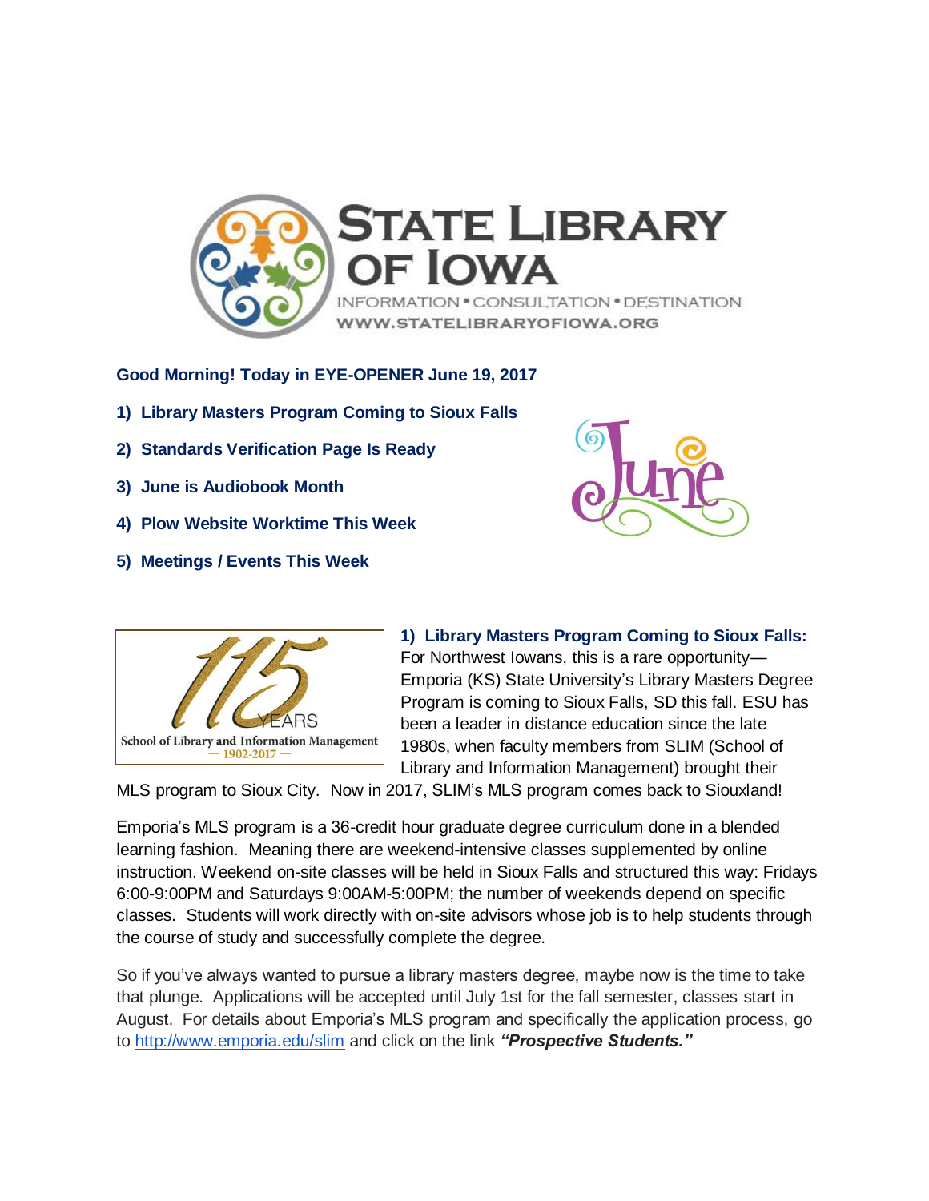**STATE LIBRARY OF IOWA**

INFORMATION • CONSULTATION • DESTINATION

WWW.STATELIBRARYOFIOWA.ORG

**Good Morning! Today in EYE-OPENER June 19, 2017**

1) **Library Masters Program Coming to Sioux Falls**
2) **Standards Verification Page Is Ready**
3) **June is Audiobook Month**
4) **Plow Website Worktime This Week**
5) **Meetings / Events This Week**

115 YEARS
School of Library and Information Management
— 1902-2017 —

**1) Library Masters Program Coming to Sioux Falls:** For Northwest Iowans, this is a rare opportunity—Emporia (KS) State University's Library Masters Degree Program is coming to Sioux Falls, SD this fall. ESU has been a leader in distance education since the late 1980s, when faculty members from SLIM (School of Library and Information Management) brought their MLS program to Sioux City. Now in 2017, SLIM's MLS program comes back to Siouxland!

Emporia's MLS program is a 36-credit hour graduate degree curriculum done in a blended learning fashion. Meaning there are weekend-intensive classes supplemented by online instruction. Weekend on-site classes will be held in Sioux Falls and structured this way: Fridays 6:00-9:00PM and Saturdays 9:00AM-5:00PM; the number of weekends depend on specific classes. Students will work directly with on-site advisors whose job is to help students through the course of study and successfully complete the degree.

So if you've always wanted to pursue a library masters degree, maybe now is the time to take that plunge. Applications will be accepted until July 1st for the fall semester, classes start in August. For details about Emporia's MLS program and specifically the application process, go to http://www.emporia.edu/slim and click on the link ***"Prospective Students."***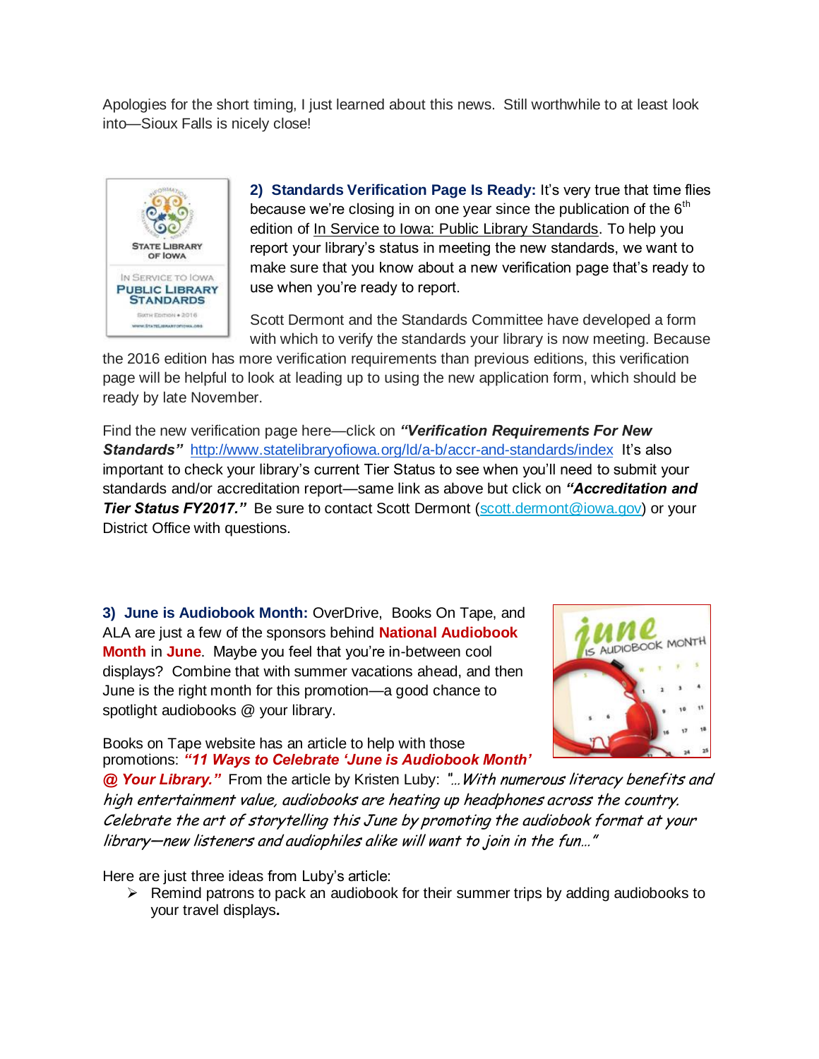Apologies for the short timing, I just learned about this news. Still worthwhile to at least look into—Sioux Falls is nicely close!

**2) Standards Verification Page Is Ready:** It's very true that time flies because we're closing in on one year since the publication of the 6th edition of In Service to Iowa: Public Library Standards. To help you report your library's status in meeting the new standards, we want to make sure that you know about a new verification page that's ready to use when you're ready to report.

Scott Dermont and the Standards Committee have developed a form with which to verify the standards your library is now meeting. Because the 2016 edition has more verification requirements than previous editions, this verification page will be helpful to look at leading up to using the new application form, which should be ready by late November.

Find the new verification page here—click on ***"Verification Requirements For New Standards"*** http://www.statelibraryofiowa.org/ld/a-b/accr-and-standards/index It's also important to check your library's current Tier Status to see when you'll need to submit your standards and/or accreditation report—same link as above but click on ***"Accreditation and Tier Status FY2017."*** Be sure to contact Scott Dermont (scott.dermont@iowa.gov) or your District Office with questions.

**3) June is Audiobook Month:** OverDrive, Books On Tape, and ALA are just a few of the sponsors behind **National Audiobook Month** in **June**. Maybe you feel that you're in-between cool displays? Combine that with summer vacations ahead, and then June is the right month for this promotion—a good chance to spotlight audiobooks @ your library.

Books on Tape website has an article to help with those promotions: ***"11 Ways to Celebrate 'June is Audiobook Month' @ Your Library."*** From the article by Kristen Luby: *"…With numerous literacy benefits and high entertainment value, audiobooks are heating up headphones across the country. Celebrate the art of storytelling this June by promoting the audiobook format at your library—new listeners and audiophiles alike will want to join in the fun…"*

Here are just three ideas from Luby's article:

- Remind patrons to pack an audiobook for their summer trips by adding audiobooks to your travel displays.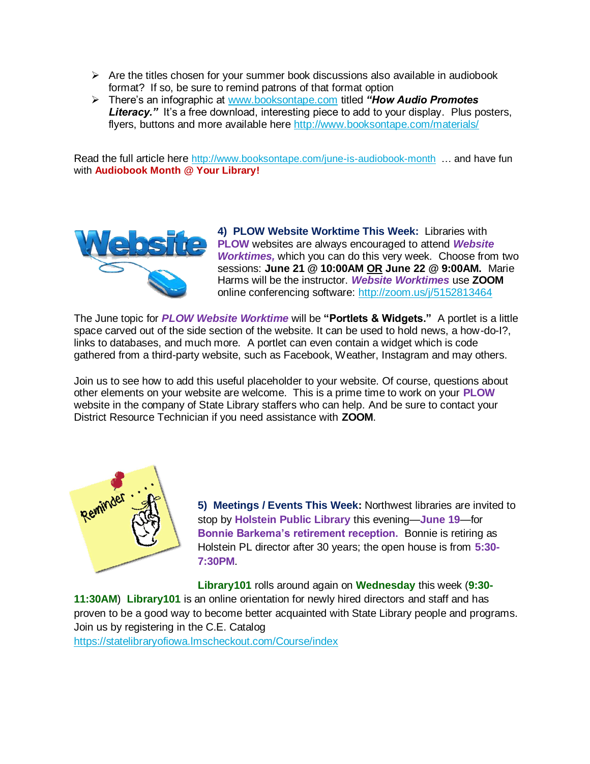- Are the titles chosen for your summer book discussions also available in audiobook format? If so, be sure to remind patrons of that format option
- There's an infographic at www.booksontape.com titled ***"How Audio Promotes Literacy."*** It's a free download, interesting piece to add to your display. Plus posters, flyers, buttons and more available here http://www.booksontape.com/materials/

Read the full article here http://www.booksontape.com/june-is-audiobook-month … and have fun with **Audiobook Month @ Your Library!**

**4) PLOW Website Worktime This Week:** Libraries with **PLOW** websites are always encouraged to attend ***Website Worktimes,*** which you can do this very week. Choose from two sessions: **June 21 @ 10:00AM OR June 22 @ 9:00AM.** Marie Harms will be the instructor. ***Website Worktimes*** use **ZOOM** online conferencing software: http://zoom.us/j/5152813464

The June topic for ***PLOW Website Worktime*** will be **"Portlets & Widgets."** A portlet is a little space carved out of the side section of the website. It can be used to hold news, a how-do-I?, links to databases, and much more. A portlet can even contain a widget which is code gathered from a third-party website, such as Facebook, Weather, Instagram and may others.

Join us to see how to add this useful placeholder to your website. Of course, questions about other elements on your website are welcome. This is a prime time to work on your **PLOW** website in the company of State Library staffers who can help. And be sure to contact your District Resource Technician if you need assistance with **ZOOM**.

**5) Meetings / Events This Week:** Northwest libraries are invited to stop by **Holstein Public Library** this evening—**June 19**—for **Bonnie Barkema's retirement reception.** Bonnie is retiring as Holstein PL director after 30 years; the open house is from **5:30-7:30PM**.

**Library101** rolls around again on **Wednesday** this week (**9:30-11:30AM**) **Library101** is an online orientation for newly hired directors and staff and has proven to be a good way to become better acquainted with State Library people and programs. Join us by registering in the C.E. Catalog https://statelibraryofiowa.lmscheckout.com/Course/index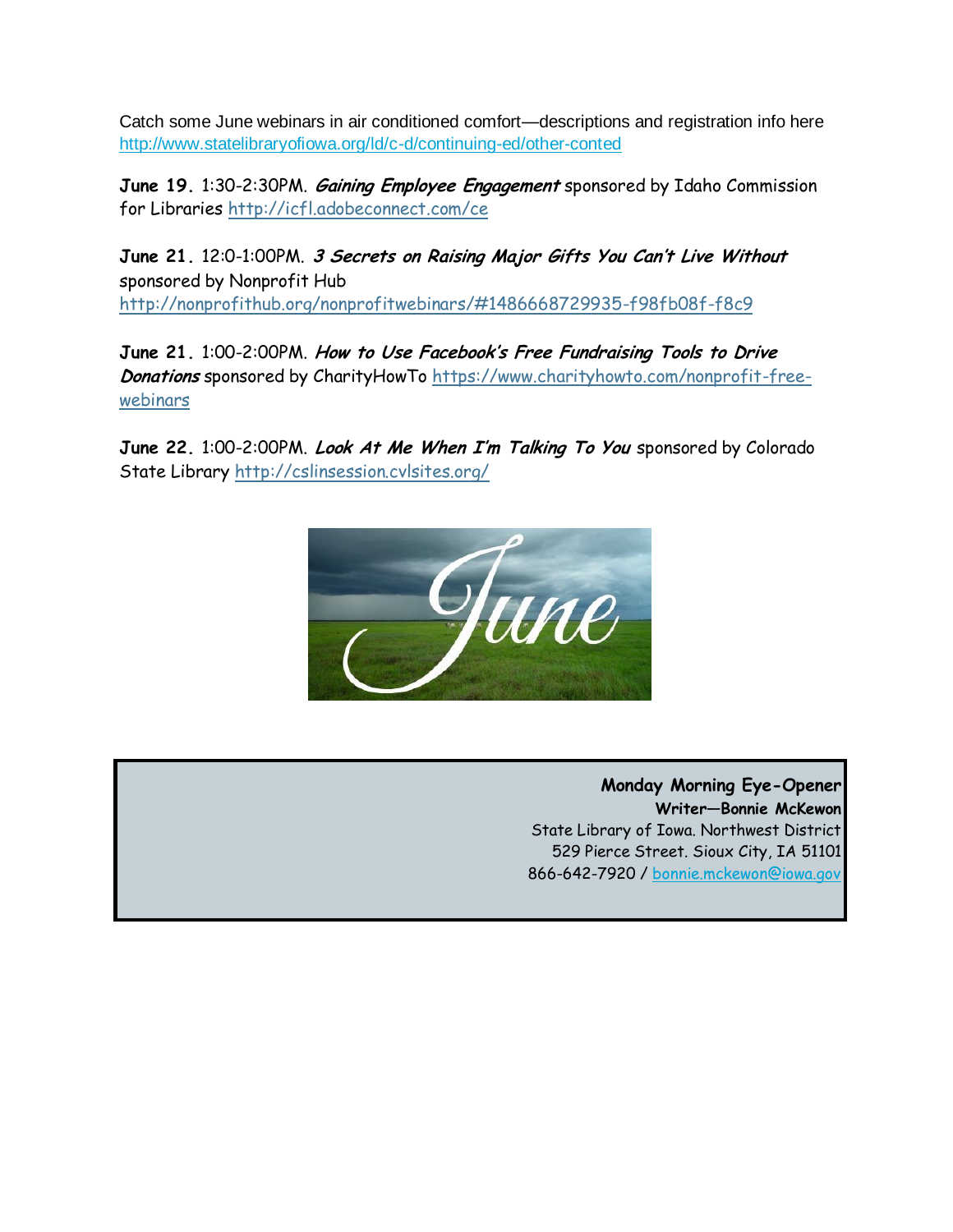Catch some June webinars in air conditioned comfort—descriptions and registration info here http://www.statelibraryofiowa.org/ld/c-d/continuing-ed/other-conted

**June 19.** 1:30-2:30PM. ***Gaining Employee Engagement*** sponsored by Idaho Commission for Libraries http://icfl.adobeconnect.com/ce

**June 21.** 12:0-1:00PM. ***3 Secrets on Raising Major Gifts You Can't Live Without*** sponsored by Nonprofit Hub http://nonprofithub.org/nonprofitwebinars/#1486668729935-f98fb08f-f8c9

**June 21.** 1:00-2:00PM. ***How to Use Facebook's Free Fundraising Tools to Drive Donations*** sponsored by CharityHowTo https://www.charityhowto.com/nonprofit-free-webinars

**June 22.** 1:00-2:00PM. ***Look At Me When I'm Talking To You*** sponsored by Colorado State Library http://cslinsession.cvlsites.org/

**Monday Morning Eye-Opener**
**Writer—Bonnie McKewon**
State Library of Iowa. Northwest District
529 Pierce Street. Sioux City, IA 51101
866-642-7920 / bonnie.mckewon@iowa.gov